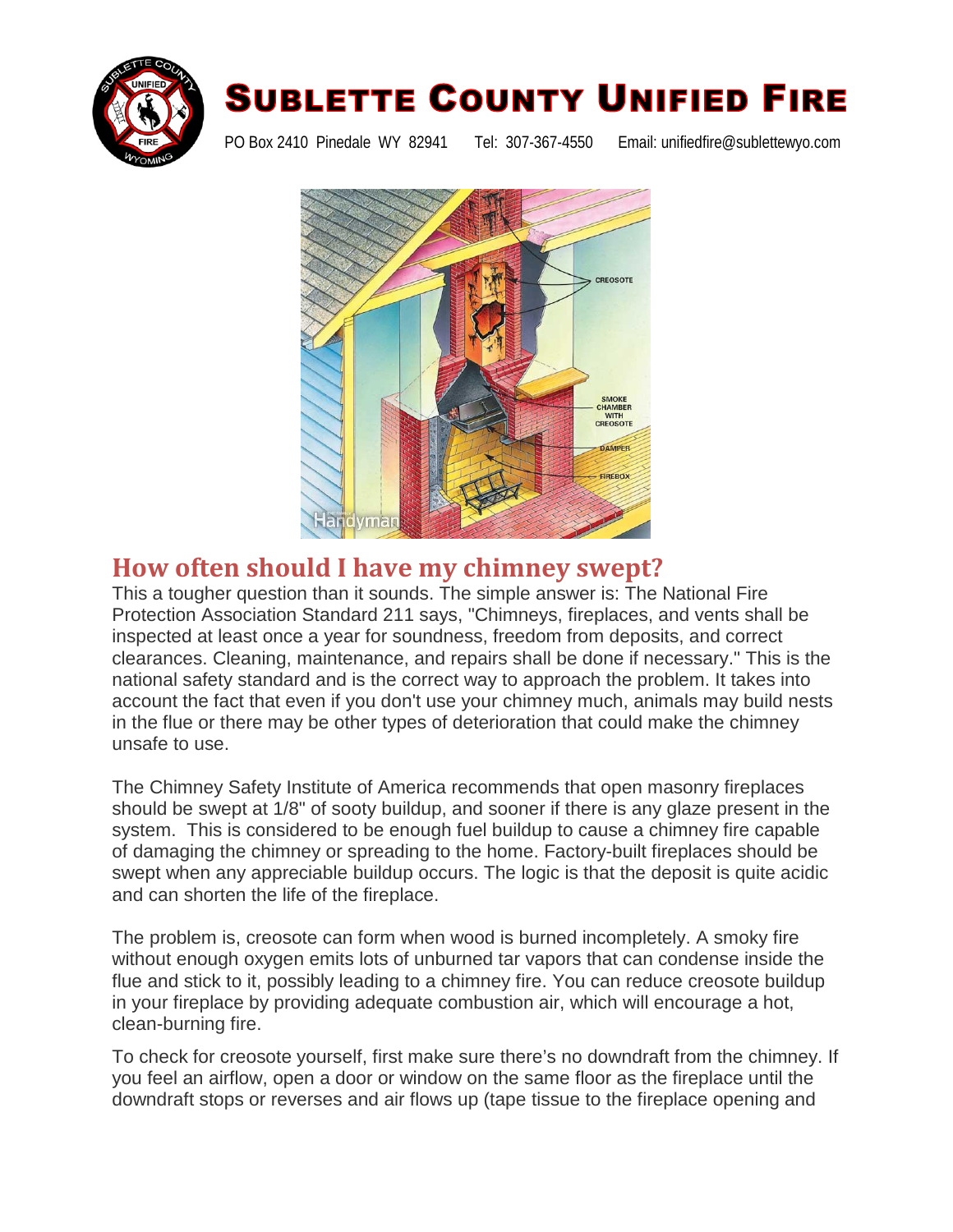# Sublette County Unified Fire

PO Box 2410 Pinedale WY 82941 Tel: 307-367-4550 Email: unifiedfire@sublettewyo.com

## How often should I have my chimney swept?

This a tougher question than it sounds. The simple answer is: The National Fire Protection Association Standard 211 says, "Chimneys, fireplaces, and vents shall be inspected at least once a year for soundness, freedom from deposits, and correct clearances. Cleaning, maintenance, and repairs shall be done if necessary." This is the national safety standard and is the correct way to approach the problem. It takes into account the fact that even if you don't use your chimney much, animals may build nests in the flue or there may be other types of deterioration that could make the chimney unsafe to use.

The Chimney Safety Institute of America recommends that open masonry fireplaces should be swept at 1/8" of sooty buildup, and sooner if there is any glaze present in the system. This is considered to be enough fuel buildup to cause a chimney fire capable of damaging the chimney or spreading to the home. Factory-built fireplaces should be swept when any appreciable buildup occurs. The logic is that the deposit is quite acidic and can shorten the life of the fireplace.

The problem is, creosote can form when wood is burned incompletely. A smoky fire without enough oxygen emits lots of unburned tar vapors that can condense inside the flue and stick to it, possibly leading to a chimney fire. You can reduce creosote buildup in your fireplace by providing adequate combustion air, which will encourage a hot, clean-burning fire.

To check for creosote yourself, first make sure there's no downdraft from the chimney. If you feel an airflow, open a door or window on the same floor as the fireplace until the downdraft stops or reverses and air flows up (tape tissue to the fireplace opening and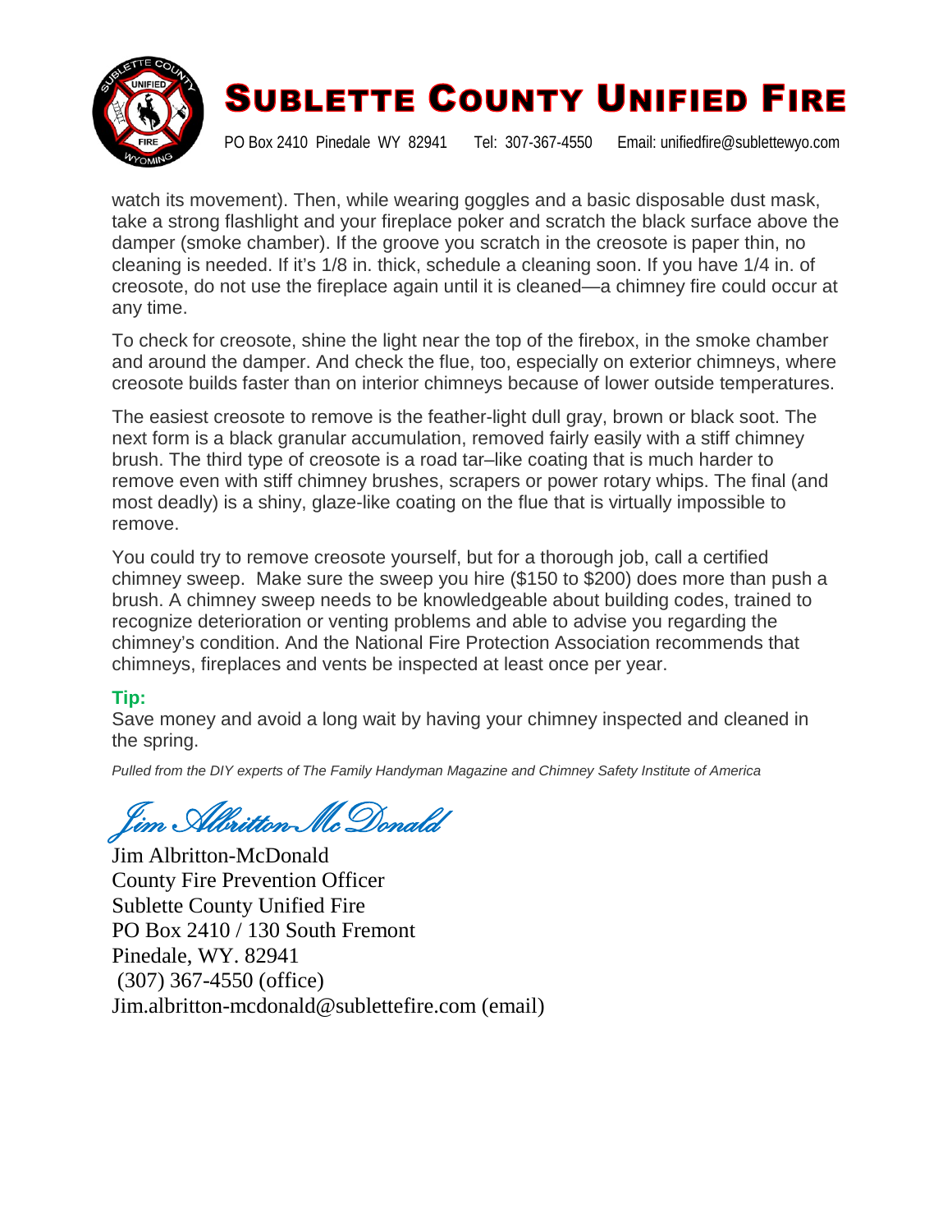watch its movement). Then, while wearing goggles and a basic disposable dust mask, take a strong flashlight and your fireplace poker and scratch the black surface above the damper (smoke chamber). If the groove you scratch in the creosote is paper thin, no cleaning is needed. If it's 1/8 in. thick, schedule a cleaning soon. If you have 1/4 in. of creosote, do not use the fireplace again until it is cleaned—a chimney fire could occur at any time.

To check for creosote, shine the light near the top of the firebox, in the smoke chamber and around the damper. And check the flue, too, especially on exterior chimneys, where creosote builds faster than on interior chimneys because of lower outside temperatures.

The easiest creosote to remove is the feather-light dull gray, brown or black soot. The next form is a black granular accumulation, removed fairly easily with a stiff chimney brush. The third type of creosote is a road tar–like coating that is much harder to remove even with stiff chimney brushes, scrapers or power rotary whips. The final (and most deadly) is a shiny, glaze-like coating on the flue that is virtually impossible to remove.

You could try to remove creosote yourself, but for a thorough job, call a certified chimney sweep. Make sure the sweep you hire ($150 to $200) does more than push a brush. A chimney sweep needs to be knowledgeable about building codes, trained to recognize deterioration or venting problems and able to advise you regarding the chimney's condition. And the National Fire Protection Association recommends that chimneys, fireplaces and vents be inspected at least once per year.

**Tip:**
Save money and avoid a long wait by having your chimney inspected and cleaned in the spring.

*Pulled from the DIY experts of The Family Handyman Magazine and Chimney Safety Institute of America*

*Jim Albritton McDonald*

Jim Albritton-McDonald
County Fire Prevention Officer
Sublette County Unified Fire
PO Box 2410 / 130 South Fremont
Pinedale, WY. 82941
(307) 367-4550 (office)
Jim.albritton-mcdonald@sublettefire.com (email)